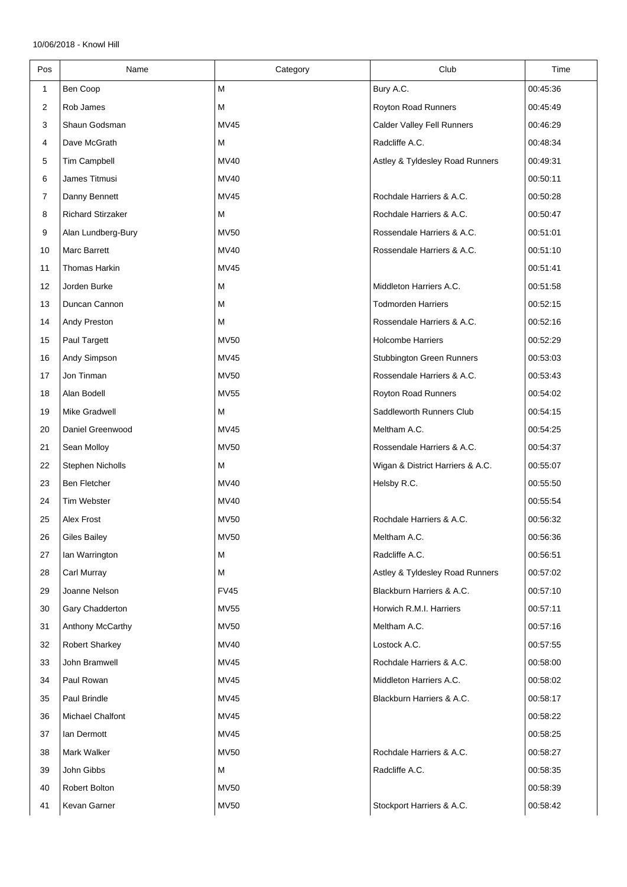10/06/2018 - Knowl Hill

| Pos | Name | Category | Club | Time |
|---|---|---|---|---|
| 1 | Ben Coop | M | Bury A.C. | 00:45:36 |
| 2 | Rob James | M | Royton Road Runners | 00:45:49 |
| 3 | Shaun Godsman | MV45 | Calder Valley Fell Runners | 00:46:29 |
| 4 | Dave McGrath | M | Radcliffe A.C. | 00:48:34 |
| 5 | Tim Campbell | MV40 | Astley & Tyldesley Road Runners | 00:49:31 |
| 6 | James Titmusi | MV40 | | 00:50:11 |
| 7 | Danny Bennett | MV45 | Rochdale Harriers & A.C. | 00:50:28 |
| 8 | Richard Stirzaker | M | Rochdale Harriers & A.C. | 00:50:47 |
| 9 | Alan Lundberg-Bury | MV50 | Rossendale Harriers & A.C. | 00:51:01 |
| 10 | Marc Barrett | MV40 | Rossendale Harriers & A.C. | 00:51:10 |
| 11 | Thomas Harkin | MV45 | | 00:51:41 |
| 12 | Jorden Burke | M | Middleton Harriers A.C. | 00:51:58 |
| 13 | Duncan Cannon | M | Todmorden Harriers | 00:52:15 |
| 14 | Andy Preston | M | Rossendale Harriers & A.C. | 00:52:16 |
| 15 | Paul Targett | MV50 | Holcombe Harriers | 00:52:29 |
| 16 | Andy Simpson | MV45 | Stubbington Green Runners | 00:53:03 |
| 17 | Jon Tinman | MV50 | Rossendale Harriers & A.C. | 00:53:43 |
| 18 | Alan Bodell | MV55 | Royton Road Runners | 00:54:02 |
| 19 | Mike Gradwell | M | Saddleworth Runners Club | 00:54:15 |
| 20 | Daniel Greenwood | MV45 | Meltham A.C. | 00:54:25 |
| 21 | Sean Molloy | MV50 | Rossendale Harriers & A.C. | 00:54:37 |
| 22 | Stephen Nicholls | M | Wigan & District Harriers & A.C. | 00:55:07 |
| 23 | Ben Fletcher | MV40 | Helsby R.C. | 00:55:50 |
| 24 | Tim Webster | MV40 | | 00:55:54 |
| 25 | Alex Frost | MV50 | Rochdale Harriers & A.C. | 00:56:32 |
| 26 | Giles Bailey | MV50 | Meltham A.C. | 00:56:36 |
| 27 | Ian Warrington | M | Radcliffe A.C. | 00:56:51 |
| 28 | Carl Murray | M | Astley & Tyldesley Road Runners | 00:57:02 |
| 29 | Joanne Nelson | FV45 | Blackburn Harriers & A.C. | 00:57:10 |
| 30 | Gary Chadderton | MV55 | Horwich R.M.I. Harriers | 00:57:11 |
| 31 | Anthony McCarthy | MV50 | Meltham A.C. | 00:57:16 |
| 32 | Robert Sharkey | MV40 | Lostock A.C. | 00:57:55 |
| 33 | John Bramwell | MV45 | Rochdale Harriers & A.C. | 00:58:00 |
| 34 | Paul Rowan | MV45 | Middleton Harriers A.C. | 00:58:02 |
| 35 | Paul Brindle | MV45 | Blackburn Harriers & A.C. | 00:58:17 |
| 36 | Michael Chalfont | MV45 | | 00:58:22 |
| 37 | Ian Dermott | MV45 | | 00:58:25 |
| 38 | Mark Walker | MV50 | Rochdale Harriers & A.C. | 00:58:27 |
| 39 | John Gibbs | M | Radcliffe A.C. | 00:58:35 |
| 40 | Robert Bolton | MV50 | | 00:58:39 |
| 41 | Kevan Garner | MV50 | Stockport Harriers & A.C. | 00:58:42 |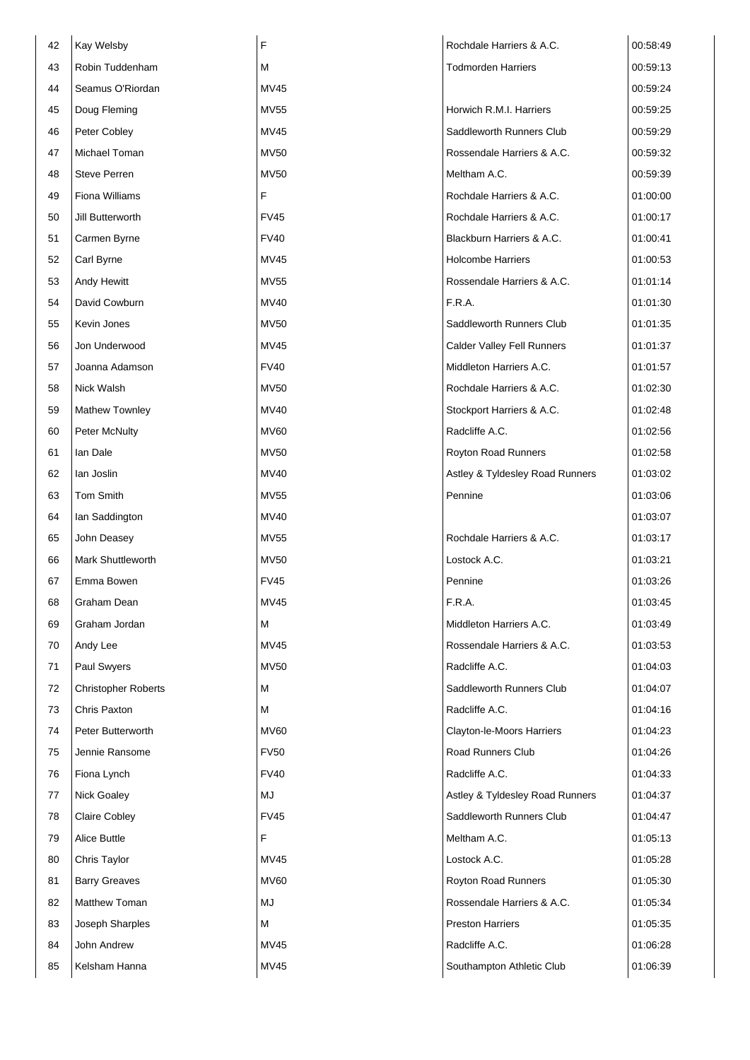| | | | | |
|---|---|---|---|---|
| 42 | Kay Welsby | F | Rochdale Harriers & A.C. | 00:58:49 |
| 43 | Robin Tuddenham | M | Todmorden Harriers | 00:59:13 |
| 44 | Seamus O'Riordan | MV45 | | 00:59:24 |
| 45 | Doug Fleming | MV55 | Horwich R.M.I. Harriers | 00:59:25 |
| 46 | Peter Cobley | MV45 | Saddleworth Runners Club | 00:59:29 |
| 47 | Michael Toman | MV50 | Rossendale Harriers & A.C. | 00:59:32 |
| 48 | Steve Perren | MV50 | Meltham A.C. | 00:59:39 |
| 49 | Fiona Williams | F | Rochdale Harriers & A.C. | 01:00:00 |
| 50 | Jill Butterworth | FV45 | Rochdale Harriers & A.C. | 01:00:17 |
| 51 | Carmen Byrne | FV40 | Blackburn Harriers & A.C. | 01:00:41 |
| 52 | Carl Byrne | MV45 | Holcombe Harriers | 01:00:53 |
| 53 | Andy Hewitt | MV55 | Rossendale Harriers & A.C. | 01:01:14 |
| 54 | David Cowburn | MV40 | F.R.A. | 01:01:30 |
| 55 | Kevin Jones | MV50 | Saddleworth Runners Club | 01:01:35 |
| 56 | Jon Underwood | MV45 | Calder Valley Fell Runners | 01:01:37 |
| 57 | Joanna Adamson | FV40 | Middleton Harriers A.C. | 01:01:57 |
| 58 | Nick Walsh | MV50 | Rochdale Harriers & A.C. | 01:02:30 |
| 59 | Mathew Townley | MV40 | Stockport Harriers & A.C. | 01:02:48 |
| 60 | Peter McNulty | MV60 | Radcliffe A.C. | 01:02:56 |
| 61 | Ian Dale | MV50 | Royton Road Runners | 01:02:58 |
| 62 | Ian Joslin | MV40 | Astley & Tyldesley Road Runners | 01:03:02 |
| 63 | Tom Smith | MV55 | Pennine | 01:03:06 |
| 64 | Ian Saddington | MV40 | | 01:03:07 |
| 65 | John Deasey | MV55 | Rochdale Harriers & A.C. | 01:03:17 |
| 66 | Mark Shuttleworth | MV50 | Lostock A.C. | 01:03:21 |
| 67 | Emma Bowen | FV45 | Pennine | 01:03:26 |
| 68 | Graham Dean | MV45 | F.R.A. | 01:03:45 |
| 69 | Graham Jordan | M | Middleton Harriers A.C. | 01:03:49 |
| 70 | Andy Lee | MV45 | Rossendale Harriers & A.C. | 01:03:53 |
| 71 | Paul Swyers | MV50 | Radcliffe A.C. | 01:04:03 |
| 72 | Christopher Roberts | M | Saddleworth Runners Club | 01:04:07 |
| 73 | Chris Paxton | M | Radcliffe A.C. | 01:04:16 |
| 74 | Peter Butterworth | MV60 | Clayton-le-Moors Harriers | 01:04:23 |
| 75 | Jennie Ransome | FV50 | Road Runners Club | 01:04:26 |
| 76 | Fiona Lynch | FV40 | Radcliffe A.C. | 01:04:33 |
| 77 | Nick Goaley | MJ | Astley & Tyldesley Road Runners | 01:04:37 |
| 78 | Claire Cobley | FV45 | Saddleworth Runners Club | 01:04:47 |
| 79 | Alice Buttle | F | Meltham A.C. | 01:05:13 |
| 80 | Chris Taylor | MV45 | Lostock A.C. | 01:05:28 |
| 81 | Barry Greaves | MV60 | Royton Road Runners | 01:05:30 |
| 82 | Matthew Toman | MJ | Rossendale Harriers & A.C. | 01:05:34 |
| 83 | Joseph Sharples | M | Preston Harriers | 01:05:35 |
| 84 | John Andrew | MV45 | Radcliffe A.C. | 01:06:28 |
| 85 | Kelsham Hanna | MV45 | Southampton Athletic Club | 01:06:39 |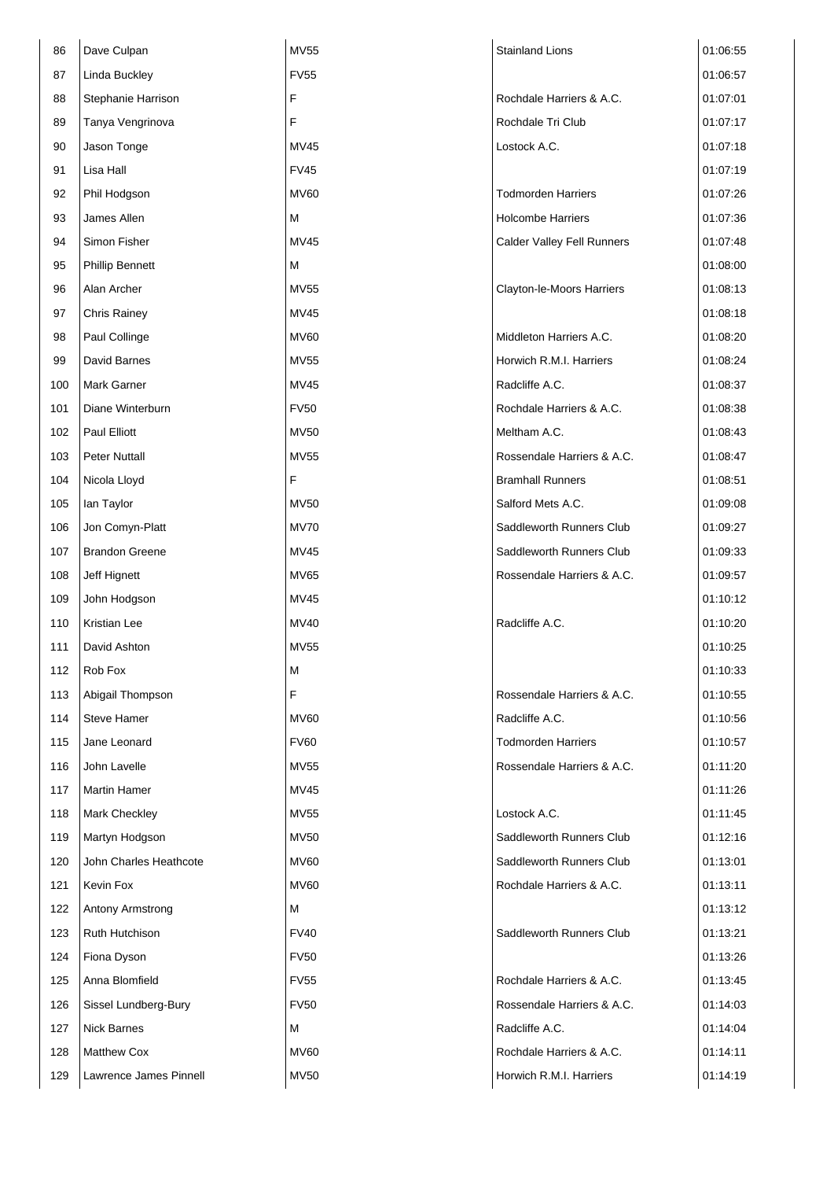| | | | | |
|---|---|---|---|---|
| 86 | Dave Culpan | MV55 | Stainland Lions | 01:06:55 |
| 87 | Linda Buckley | FV55 | | 01:06:57 |
| 88 | Stephanie Harrison | F | Rochdale Harriers & A.C. | 01:07:01 |
| 89 | Tanya Vengrinova | F | Rochdale Tri Club | 01:07:17 |
| 90 | Jason Tonge | MV45 | Lostock A.C. | 01:07:18 |
| 91 | Lisa Hall | FV45 | | 01:07:19 |
| 92 | Phil Hodgson | MV60 | Todmorden Harriers | 01:07:26 |
| 93 | James Allen | M | Holcombe Harriers | 01:07:36 |
| 94 | Simon Fisher | MV45 | Calder Valley Fell Runners | 01:07:48 |
| 95 | Phillip Bennett | M | | 01:08:00 |
| 96 | Alan Archer | MV55 | Clayton-le-Moors Harriers | 01:08:13 |
| 97 | Chris Rainey | MV45 | | 01:08:18 |
| 98 | Paul Collinge | MV60 | Middleton Harriers A.C. | 01:08:20 |
| 99 | David Barnes | MV55 | Horwich R.M.I. Harriers | 01:08:24 |
| 100 | Mark Garner | MV45 | Radcliffe A.C. | 01:08:37 |
| 101 | Diane Winterburn | FV50 | Rochdale Harriers & A.C. | 01:08:38 |
| 102 | Paul Elliott | MV50 | Meltham A.C. | 01:08:43 |
| 103 | Peter Nuttall | MV55 | Rossendale Harriers & A.C. | 01:08:47 |
| 104 | Nicola Lloyd | F | Bramhall Runners | 01:08:51 |
| 105 | Ian Taylor | MV50 | Salford Mets A.C. | 01:09:08 |
| 106 | Jon Comyn-Platt | MV70 | Saddleworth Runners Club | 01:09:27 |
| 107 | Brandon Greene | MV45 | Saddleworth Runners Club | 01:09:33 |
| 108 | Jeff Hignett | MV65 | Rossendale Harriers & A.C. | 01:09:57 |
| 109 | John Hodgson | MV45 | | 01:10:12 |
| 110 | Kristian Lee | MV40 | Radcliffe A.C. | 01:10:20 |
| 111 | David Ashton | MV55 | | 01:10:25 |
| 112 | Rob Fox | M | | 01:10:33 |
| 113 | Abigail Thompson | F | Rossendale Harriers & A.C. | 01:10:55 |
| 114 | Steve Hamer | MV60 | Radcliffe A.C. | 01:10:56 |
| 115 | Jane Leonard | FV60 | Todmorden Harriers | 01:10:57 |
| 116 | John Lavelle | MV55 | Rossendale Harriers & A.C. | 01:11:20 |
| 117 | Martin Hamer | MV45 | | 01:11:26 |
| 118 | Mark Checkley | MV55 | Lostock A.C. | 01:11:45 |
| 119 | Martyn Hodgson | MV50 | Saddleworth Runners Club | 01:12:16 |
| 120 | John Charles Heathcote | MV60 | Saddleworth Runners Club | 01:13:01 |
| 121 | Kevin Fox | MV60 | Rochdale Harriers & A.C. | 01:13:11 |
| 122 | Antony Armstrong | M | | 01:13:12 |
| 123 | Ruth Hutchison | FV40 | Saddleworth Runners Club | 01:13:21 |
| 124 | Fiona Dyson | FV50 | | 01:13:26 |
| 125 | Anna Blomfield | FV55 | Rochdale Harriers & A.C. | 01:13:45 |
| 126 | Sissel Lundberg-Bury | FV50 | Rossendale Harriers & A.C. | 01:14:03 |
| 127 | Nick Barnes | M | Radcliffe A.C. | 01:14:04 |
| 128 | Matthew Cox | MV60 | Rochdale Harriers & A.C. | 01:14:11 |
| 129 | Lawrence James Pinnell | MV50 | Horwich R.M.I. Harriers | 01:14:19 |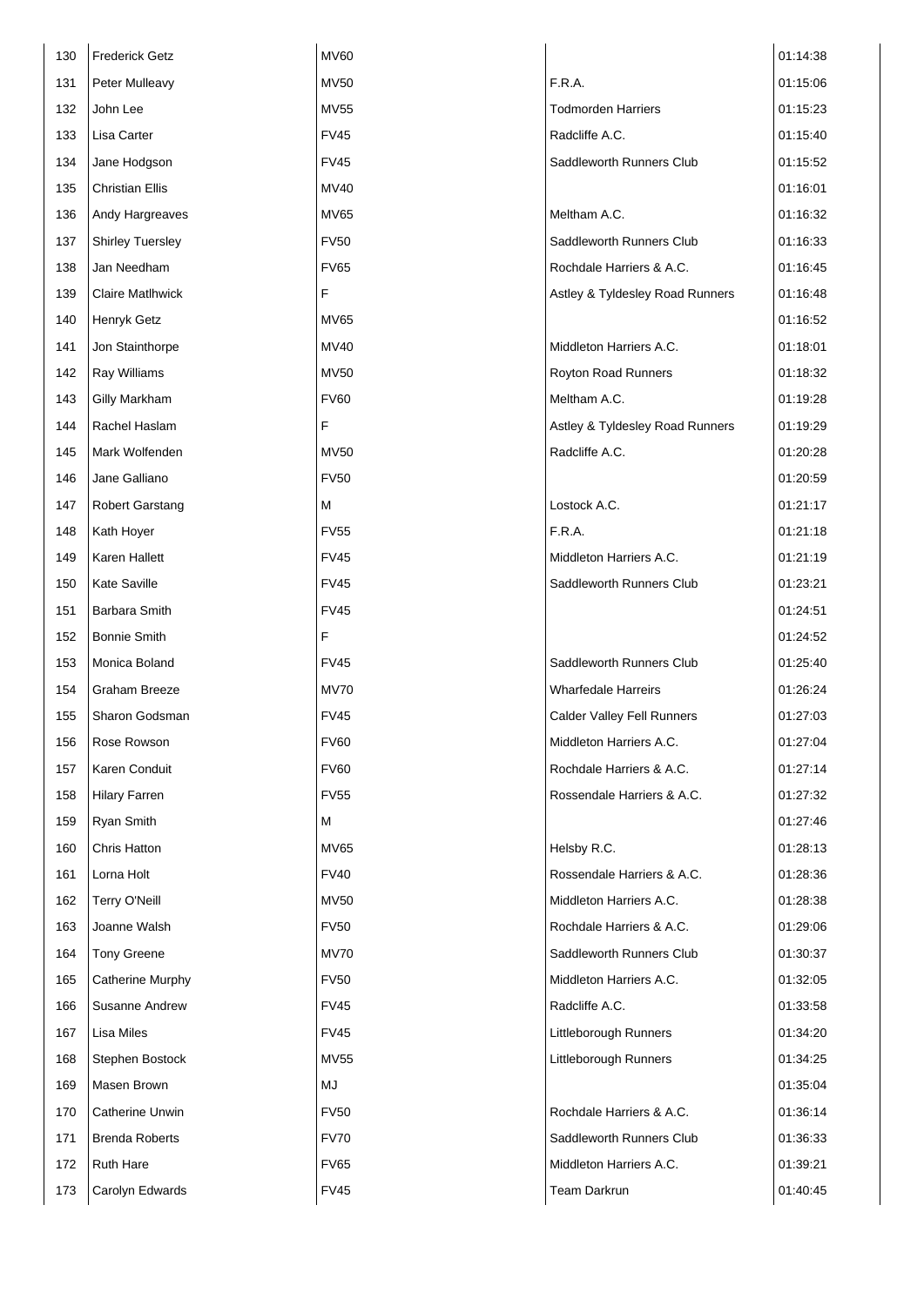| | | | | |
|---|---|---|---|---|
| 130 | Frederick Getz | MV60 | | 01:14:38 |
| 131 | Peter Mulleavy | MV50 | F.R.A. | 01:15:06 |
| 132 | John Lee | MV55 | Todmorden Harriers | 01:15:23 |
| 133 | Lisa Carter | FV45 | Radcliffe A.C. | 01:15:40 |
| 134 | Jane Hodgson | FV45 | Saddleworth Runners Club | 01:15:52 |
| 135 | Christian Ellis | MV40 | | 01:16:01 |
| 136 | Andy Hargreaves | MV65 | Meltham A.C. | 01:16:32 |
| 137 | Shirley Tuersley | FV50 | Saddleworth Runners Club | 01:16:33 |
| 138 | Jan Needham | FV65 | Rochdale Harriers & A.C. | 01:16:45 |
| 139 | Claire Matlhwick | F | Astley & Tyldesley Road Runners | 01:16:48 |
| 140 | Henryk Getz | MV65 | | 01:16:52 |
| 141 | Jon Stainthorpe | MV40 | Middleton Harriers A.C. | 01:18:01 |
| 142 | Ray Williams | MV50 | Royton Road Runners | 01:18:32 |
| 143 | Gilly Markham | FV60 | Meltham A.C. | 01:19:28 |
| 144 | Rachel Haslam | F | Astley & Tyldesley Road Runners | 01:19:29 |
| 145 | Mark Wolfenden | MV50 | Radcliffe A.C. | 01:20:28 |
| 146 | Jane Galliano | FV50 | | 01:20:59 |
| 147 | Robert Garstang | M | Lostock A.C. | 01:21:17 |
| 148 | Kath Hoyer | FV55 | F.R.A. | 01:21:18 |
| 149 | Karen Hallett | FV45 | Middleton Harriers A.C. | 01:21:19 |
| 150 | Kate Saville | FV45 | Saddleworth Runners Club | 01:23:21 |
| 151 | Barbara Smith | FV45 | | 01:24:51 |
| 152 | Bonnie Smith | F | | 01:24:52 |
| 153 | Monica Boland | FV45 | Saddleworth Runners Club | 01:25:40 |
| 154 | Graham Breeze | MV70 | Wharfedale Harreirs | 01:26:24 |
| 155 | Sharon Godsman | FV45 | Calder Valley Fell Runners | 01:27:03 |
| 156 | Rose Rowson | FV60 | Middleton Harriers A.C. | 01:27:04 |
| 157 | Karen Conduit | FV60 | Rochdale Harriers & A.C. | 01:27:14 |
| 158 | Hilary Farren | FV55 | Rossendale Harriers & A.C. | 01:27:32 |
| 159 | Ryan Smith | M | | 01:27:46 |
| 160 | Chris Hatton | MV65 | Helsby R.C. | 01:28:13 |
| 161 | Lorna Holt | FV40 | Rossendale Harriers & A.C. | 01:28:36 |
| 162 | Terry O'Neill | MV50 | Middleton Harriers A.C. | 01:28:38 |
| 163 | Joanne Walsh | FV50 | Rochdale Harriers & A.C. | 01:29:06 |
| 164 | Tony Greene | MV70 | Saddleworth Runners Club | 01:30:37 |
| 165 | Catherine Murphy | FV50 | Middleton Harriers A.C. | 01:32:05 |
| 166 | Susanne Andrew | FV45 | Radcliffe A.C. | 01:33:58 |
| 167 | Lisa Miles | FV45 | Littleborough Runners | 01:34:20 |
| 168 | Stephen Bostock | MV55 | Littleborough Runners | 01:34:25 |
| 169 | Masen Brown | MJ | | 01:35:04 |
| 170 | Catherine Unwin | FV50 | Rochdale Harriers & A.C. | 01:36:14 |
| 171 | Brenda Roberts | FV70 | Saddleworth Runners Club | 01:36:33 |
| 172 | Ruth Hare | FV65 | Middleton Harriers A.C. | 01:39:21 |
| 173 | Carolyn Edwards | FV45 | Team Darkrun | 01:40:45 |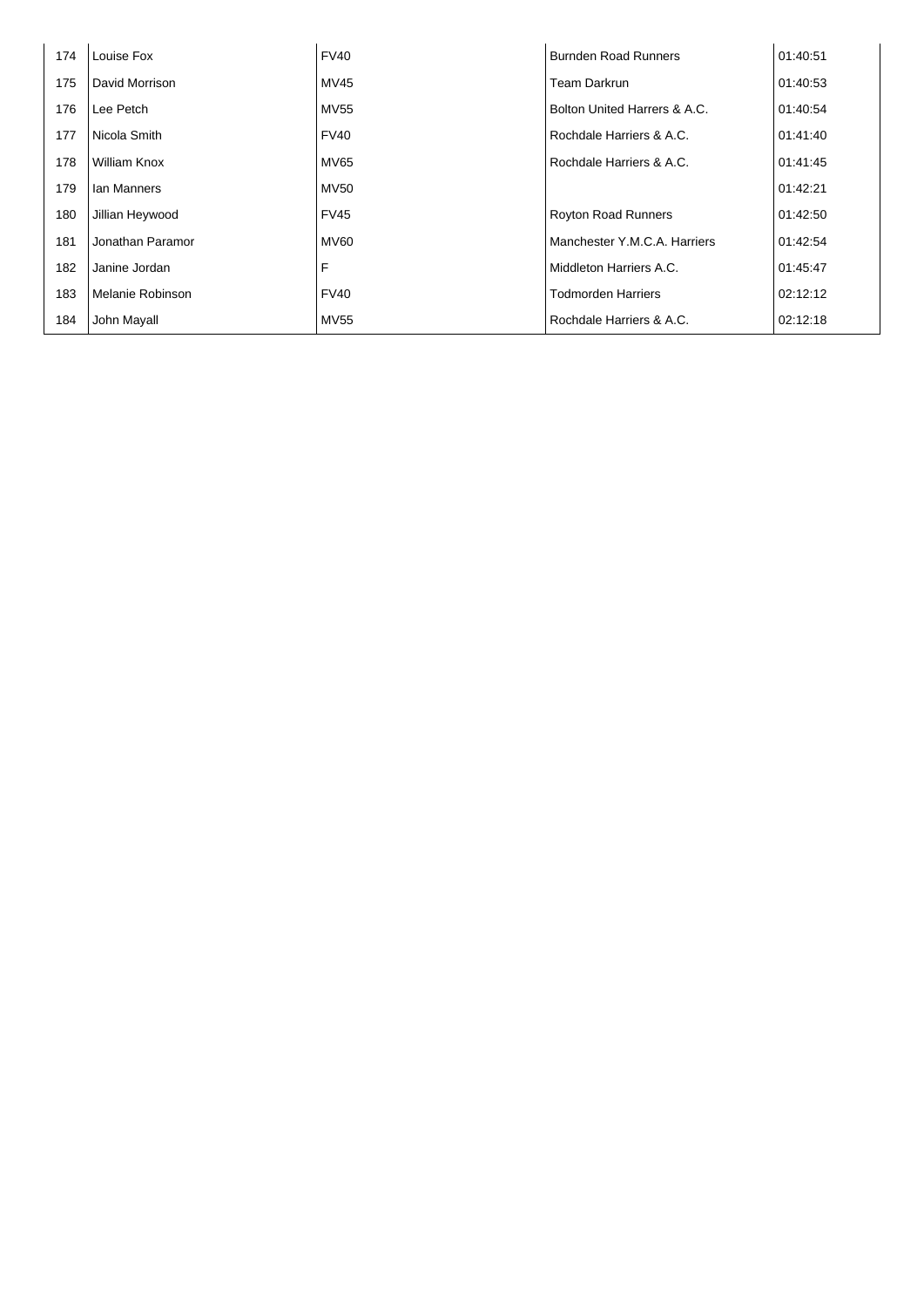| | | | | |
|---|---|---|---|---|
| 174 | Louise Fox | FV40 | Burnden Road Runners | 01:40:51 |
| 175 | David Morrison | MV45 | Team Darkrun | 01:40:53 |
| 176 | Lee Petch | MV55 | Bolton United Harrers & A.C. | 01:40:54 |
| 177 | Nicola Smith | FV40 | Rochdale Harriers & A.C. | 01:41:40 |
| 178 | William Knox | MV65 | Rochdale Harriers & A.C. | 01:41:45 |
| 179 | Ian Manners | MV50 | | 01:42:21 |
| 180 | Jillian Heywood | FV45 | Royton Road Runners | 01:42:50 |
| 181 | Jonathan Paramor | MV60 | Manchester Y.M.C.A. Harriers | 01:42:54 |
| 182 | Janine Jordan | F | Middleton Harriers A.C. | 01:45:47 |
| 183 | Melanie Robinson | FV40 | Todmorden Harriers | 02:12:12 |
| 184 | John Mayall | MV55 | Rochdale Harriers & A.C. | 02:12:18 |